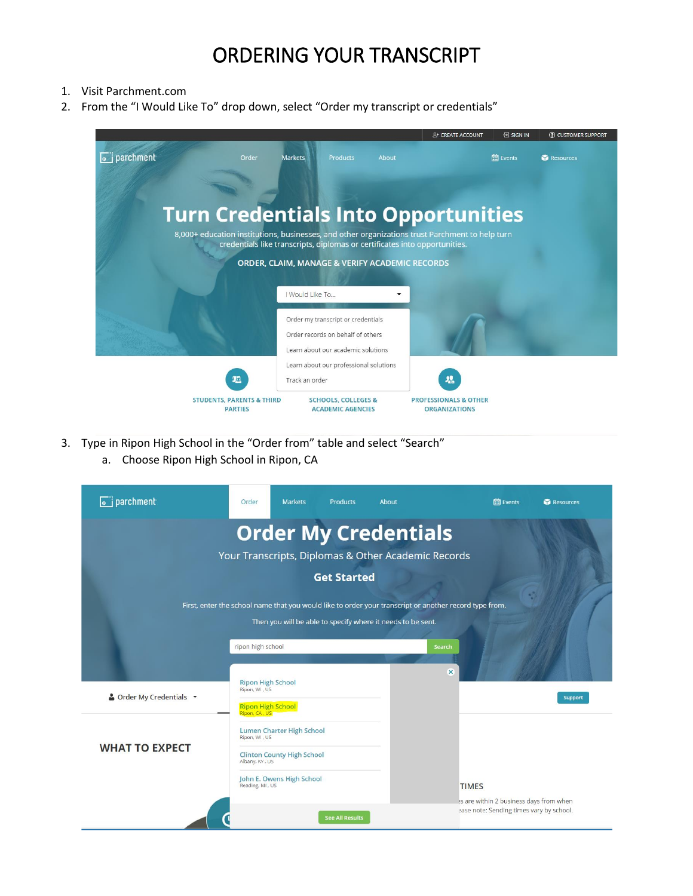# ORDERING YOUR TRANSCRIPT

1. Visit Parchment.com
2. From the "I Would Like To" drop down, select "Order my transcript or credentials"

3. Type in Ripon High School in the "Order from" table and select "Search"
   a. Choose Ripon High School in Ripon, CA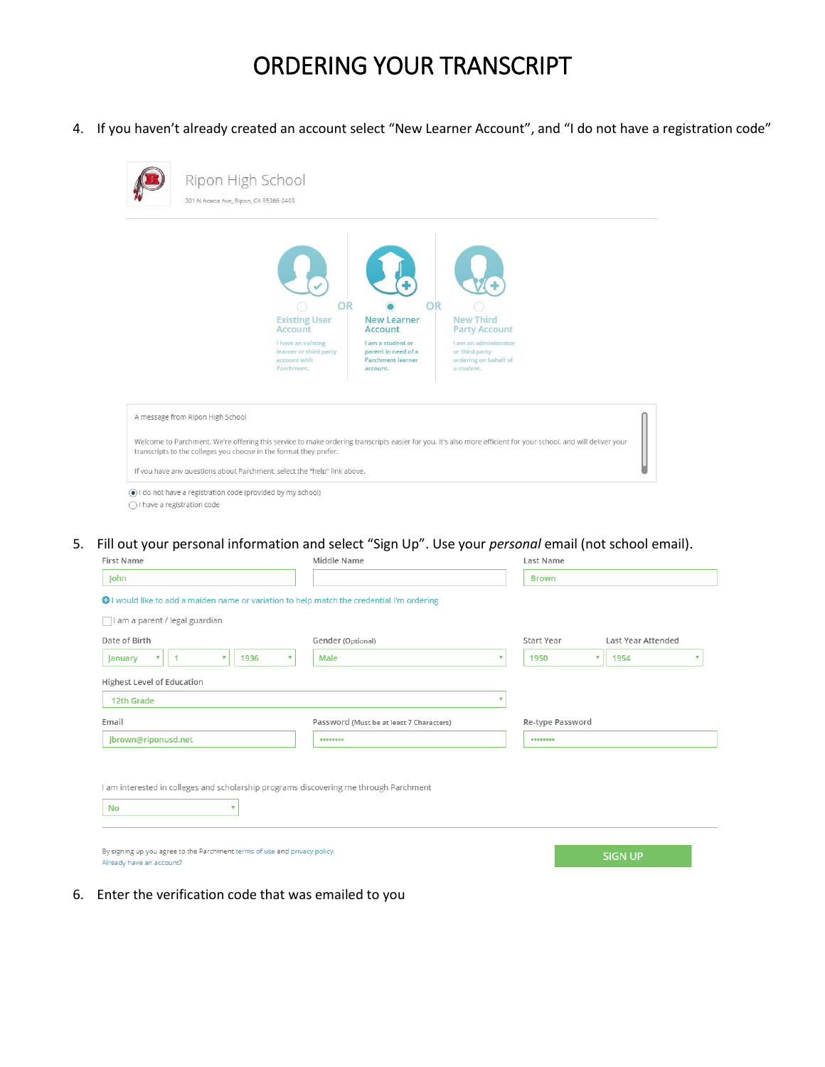# ORDERING YOUR TRANSCRIPT

4. If you haven't already created an account select "New Learner Account", and "I do not have a registration code"

Ripon High School

301 N Acacia Ave, Ripon, CA 95366-2403

Existing User Account — I have an existing learner or third party account with Parchment.

OR

New Learner Account — I am a student or parent in need of a Parchment learner account.

OR

New Third Party Account — I am an administrator or third party ordering on behalf of a student.

A message from Ripon High School

Welcome to Parchment. We're offering this service to make ordering transcripts easier for you. It's also more efficient for your school, and will deliver your transcripts to the colleges you choose in the format they prefer.

If you have any questions about Parchment, select the "help" link above.

- (•) I do not have a registration code (provided by my school)
- ( ) I have a registration code

5. Fill out your personal information and select "Sign Up". Use your *personal* email (not school email).

First Name: John
Middle Name:
Last Name: Brown

I would like to add a maiden name or variation to help match the credential I'm ordering

☐ I am a parent / legal guardian

Date of Birth: January 1 1936
Gender (Optional): Male
Start Year: 1950
Last Year Attended: 1954

Highest Level of Education: 12th Grade

Email: jbrown@riponusd.net
Password (Must be at least 7 Characters): ••••••••
Re-type Password: ••••••••

I am interested in colleges and scholarship programs discovering me through Parchment: No

By signing up you agree to the Parchment terms of use and privacy policy.
Already have an account?

SIGN UP

6. Enter the verification code that was emailed to you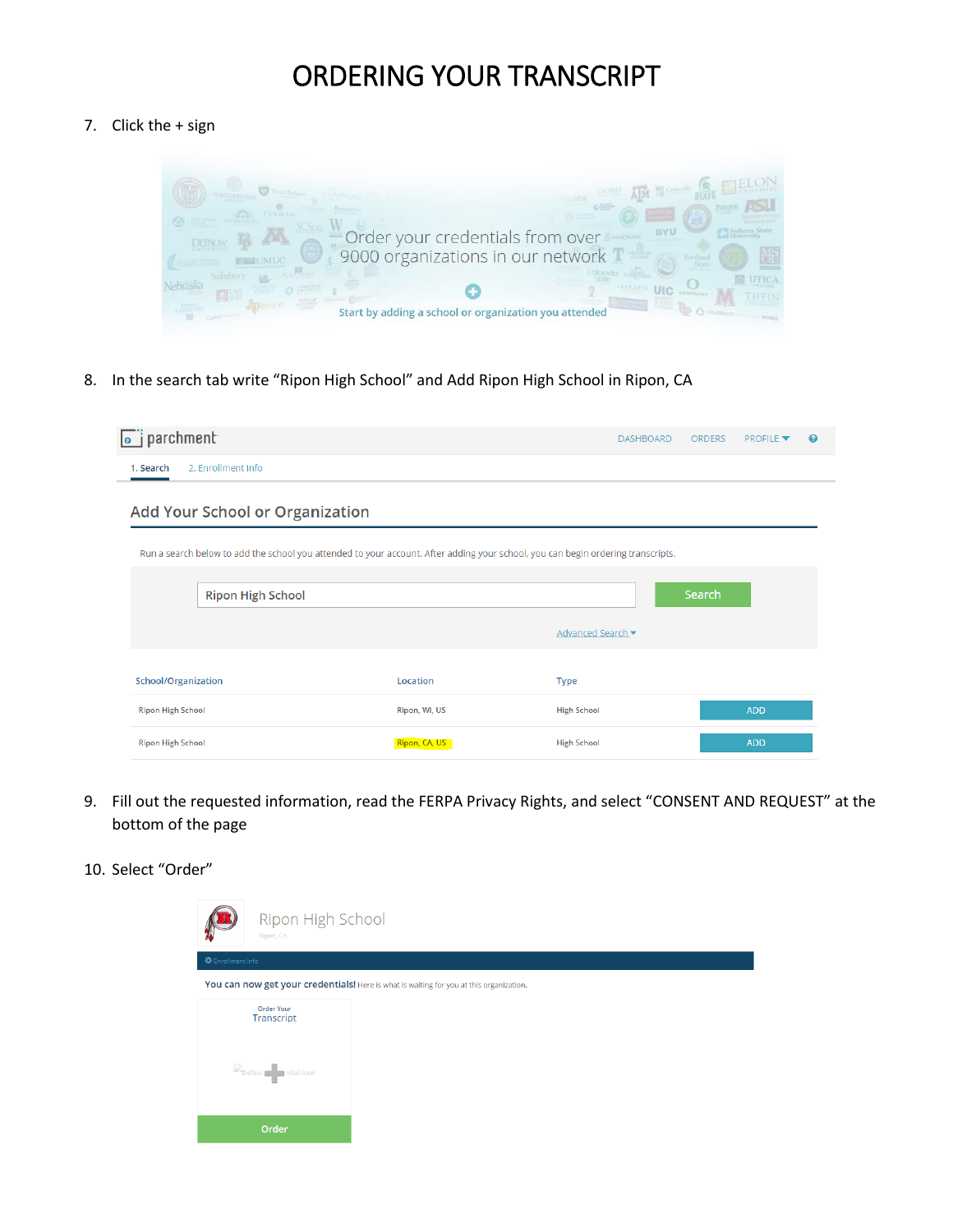# ORDERING YOUR TRANSCRIPT

7. Click the + sign

8. In the search tab write "Ripon High School" and Add Ripon High School in Ripon, CA

9. Fill out the requested information, read the FERPA Privacy Rights, and select "CONSENT AND REQUEST" at the bottom of the page

10. Select "Order"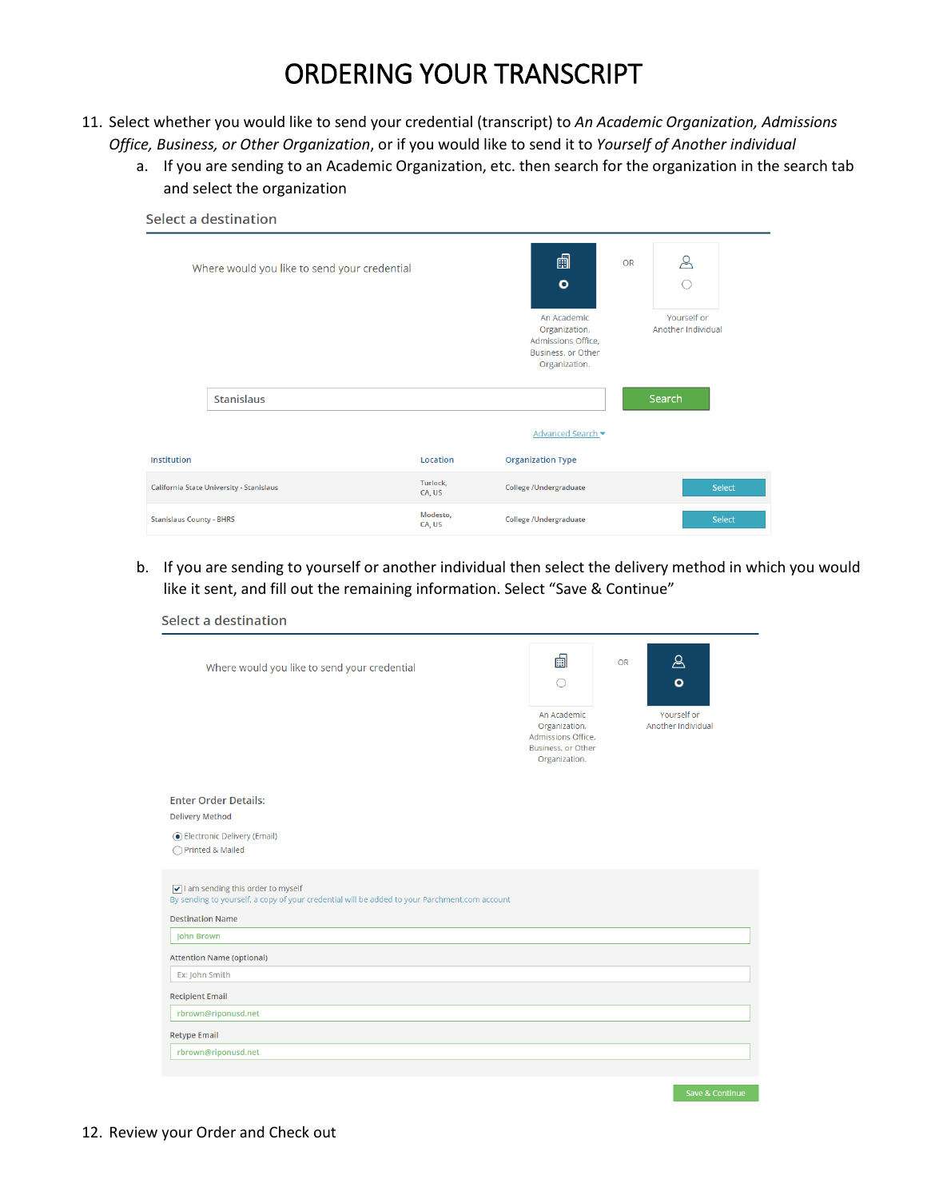# ORDERING YOUR TRANSCRIPT

11. Select whether you would like to send your credential (transcript) to *An Academic Organization, Admissions Office, Business, or Other Organization*, or if you would like to send it to *Yourself of Another individual*
    a. If you are sending to an Academic Organization, etc. then search for the organization in the search tab and select the organization

Select a destination

Where would you like to send your credential

An Academic Organization, Admissions Office, Business, or Other Organization.

OR

Yourself or Another Individual

Stanislaus

Search

Advanced Search

| Institution | Location | Organization Type | |
|---|---|---|---|
| California State University - Stanislaus | Turlock, CA, US | College /Undergraduate | Select |
| Stanislaus County - BHRS | Modesto, CA, US | College /Undergraduate | Select |

    b. If you are sending to yourself or another individual then select the delivery method in which you would like it sent, and fill out the remaining information. Select "Save & Continue"

Select a destination

Where would you like to send your credential

An Academic Organization, Admissions Office, Business, or Other Organization.

OR

Yourself or Another Individual

Enter Order Details:

Delivery Method

- Electronic Delivery (Email)
- Printed & Mailed

I am sending this order to myself

By sending to yourself, a copy of your credential will be added to your Parchment.com account

Destination Name

John Brown

Attention Name (optional)

Ex: John Smith

Recipient Email

rbrown@riponusd.net

Retype Email

rbrown@riponusd.net

Save & Continue

12. Review your Order and Check out